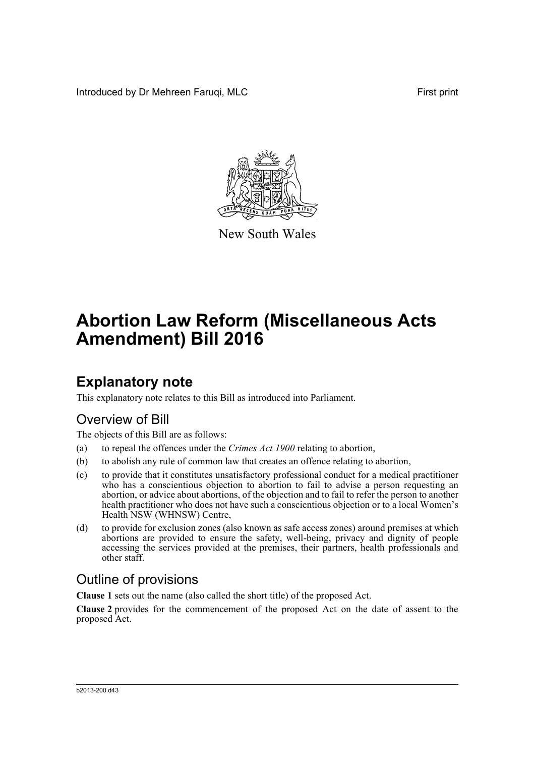Introduced by Dr Mehreen Faruqi, MLC

First print

New South Wales

# Abortion Law Reform (Miscellaneous Acts Amendment) Bill 2016

## Explanatory note

This explanatory note relates to this Bill as introduced into Parliament.

### Overview of Bill

The objects of this Bill are as follows:

(a) to repeal the offences under the *Crimes Act 1900* relating to abortion,

(b) to abolish any rule of common law that creates an offence relating to abortion,

(c) to provide that it constitutes unsatisfactory professional conduct for a medical practitioner who has a conscientious objection to abortion to fail to advise a person requesting an abortion, or advice about abortions, of the objection and to fail to refer the person to another health practitioner who does not have such a conscientious objection or to a local Women's Health NSW (WHNSW) Centre,

(d) to provide for exclusion zones (also known as safe access zones) around premises at which abortions are provided to ensure the safety, well-being, privacy and dignity of people accessing the services provided at the premises, their partners, health professionals and other staff.

### Outline of provisions

**Clause 1** sets out the name (also called the short title) of the proposed Act.

**Clause 2** provides for the commencement of the proposed Act on the date of assent to the proposed Act.

b2013-200.d43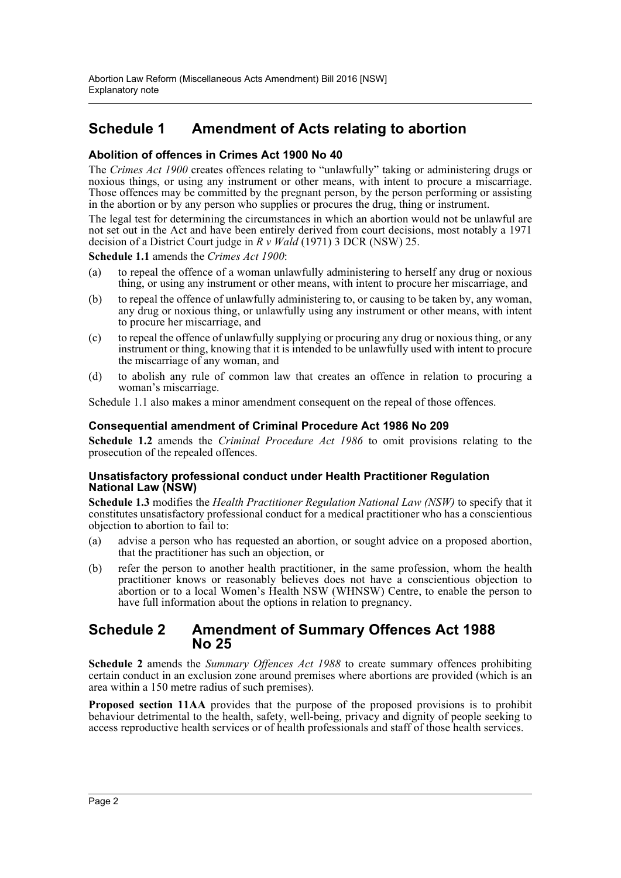## Schedule 1 Amendment of Acts relating to abortion

### Abolition of offences in Crimes Act 1900 No 40

The *Crimes Act 1900* creates offences relating to "unlawfully" taking or administering drugs or noxious things, or using any instrument or other means, with intent to procure a miscarriage. Those offences may be committed by the pregnant person, by the person performing or assisting in the abortion or by any person who supplies or procures the drug, thing or instrument.

The legal test for determining the circumstances in which an abortion would not be unlawful are not set out in the Act and have been entirely derived from court decisions, most notably a 1971 decision of a District Court judge in *R v Wald* (1971) 3 DCR (NSW) 25.

**Schedule 1.1** amends the *Crimes Act 1900*:

(a) to repeal the offence of a woman unlawfully administering to herself any drug or noxious thing, or using any instrument or other means, with intent to procure her miscarriage, and

(b) to repeal the offence of unlawfully administering to, or causing to be taken by, any woman, any drug or noxious thing, or unlawfully using any instrument or other means, with intent to procure her miscarriage, and

(c) to repeal the offence of unlawfully supplying or procuring any drug or noxious thing, or any instrument or thing, knowing that it is intended to be unlawfully used with intent to procure the miscarriage of any woman, and

(d) to abolish any rule of common law that creates an offence in relation to procuring a woman's miscarriage.

Schedule 1.1 also makes a minor amendment consequent on the repeal of those offences.

### Consequential amendment of Criminal Procedure Act 1986 No 209

**Schedule 1.2** amends the *Criminal Procedure Act 1986* to omit provisions relating to the prosecution of the repealed offences.

### Unsatisfactory professional conduct under Health Practitioner Regulation National Law (NSW)

**Schedule 1.3** modifies the *Health Practitioner Regulation National Law (NSW)* to specify that it constitutes unsatisfactory professional conduct for a medical practitioner who has a conscientious objection to abortion to fail to:

(a) advise a person who has requested an abortion, or sought advice on a proposed abortion, that the practitioner has such an objection, or

(b) refer the person to another health practitioner, in the same profession, whom the health practitioner knows or reasonably believes does not have a conscientious objection to abortion or to a local Women's Health NSW (WHNSW) Centre, to enable the person to have full information about the options in relation to pregnancy.

## Schedule 2 Amendment of Summary Offences Act 1988 No 25

**Schedule 2** amends the *Summary Offences Act 1988* to create summary offences prohibiting certain conduct in an exclusion zone around premises where abortions are provided (which is an area within a 150 metre radius of such premises).

**Proposed section 11AA** provides that the purpose of the proposed provisions is to prohibit behaviour detrimental to the health, safety, well-being, privacy and dignity of people seeking to access reproductive health services or of health professionals and staff of those health services.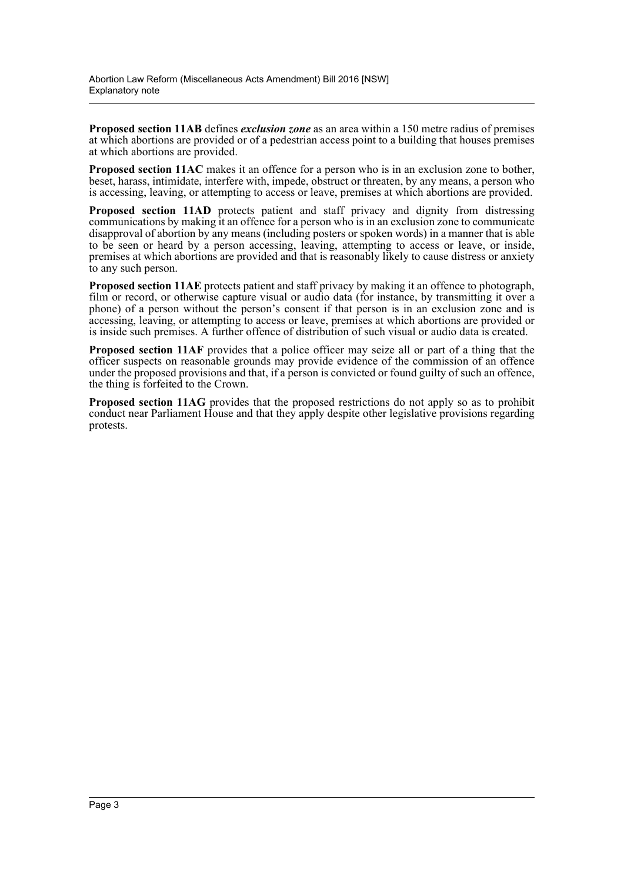**Proposed section 11AB** defines ***exclusion zone*** as an area within a 150 metre radius of premises at which abortions are provided or of a pedestrian access point to a building that houses premises at which abortions are provided.

**Proposed section 11AC** makes it an offence for a person who is in an exclusion zone to bother, beset, harass, intimidate, interfere with, impede, obstruct or threaten, by any means, a person who is accessing, leaving, or attempting to access or leave, premises at which abortions are provided.

**Proposed section 11AD** protects patient and staff privacy and dignity from distressing communications by making it an offence for a person who is in an exclusion zone to communicate disapproval of abortion by any means (including posters or spoken words) in a manner that is able to be seen or heard by a person accessing, leaving, attempting to access or leave, or inside, premises at which abortions are provided and that is reasonably likely to cause distress or anxiety to any such person.

**Proposed section 11AE** protects patient and staff privacy by making it an offence to photograph, film or record, or otherwise capture visual or audio data (for instance, by transmitting it over a phone) of a person without the person's consent if that person is in an exclusion zone and is accessing, leaving, or attempting to access or leave, premises at which abortions are provided or is inside such premises. A further offence of distribution of such visual or audio data is created.

**Proposed section 11AF** provides that a police officer may seize all or part of a thing that the officer suspects on reasonable grounds may provide evidence of the commission of an offence under the proposed provisions and that, if a person is convicted or found guilty of such an offence, the thing is forfeited to the Crown.

**Proposed section 11AG** provides that the proposed restrictions do not apply so as to prohibit conduct near Parliament House and that they apply despite other legislative provisions regarding protests.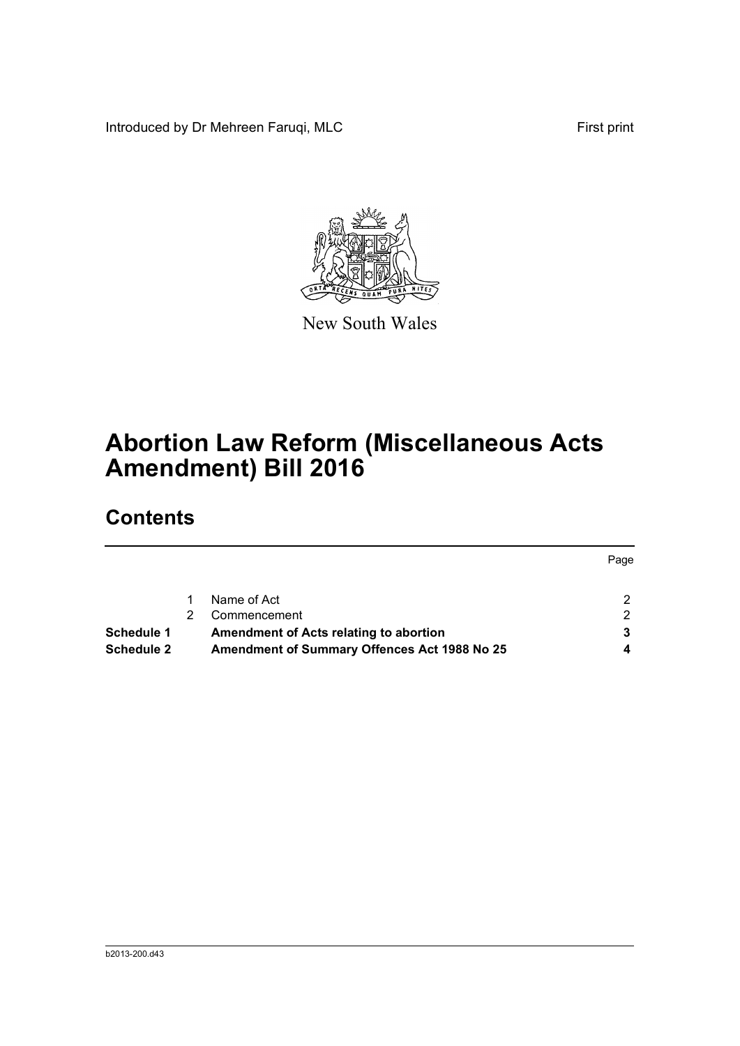Introduced by Dr Mehreen Faruqi, MLC First print

New South Wales

# Abortion Law Reform (Miscellaneous Acts Amendment) Bill 2016

## Contents

| | | | Page |
|---|---|---|---|
| | 1 | Name of Act | 2 |
| | 2 | Commencement | 2 |
| **Schedule 1** | | **Amendment of Acts relating to abortion** | **3** |
| **Schedule 2** | | **Amendment of Summary Offences Act 1988 No 25** | **4** |

b2013-200.d43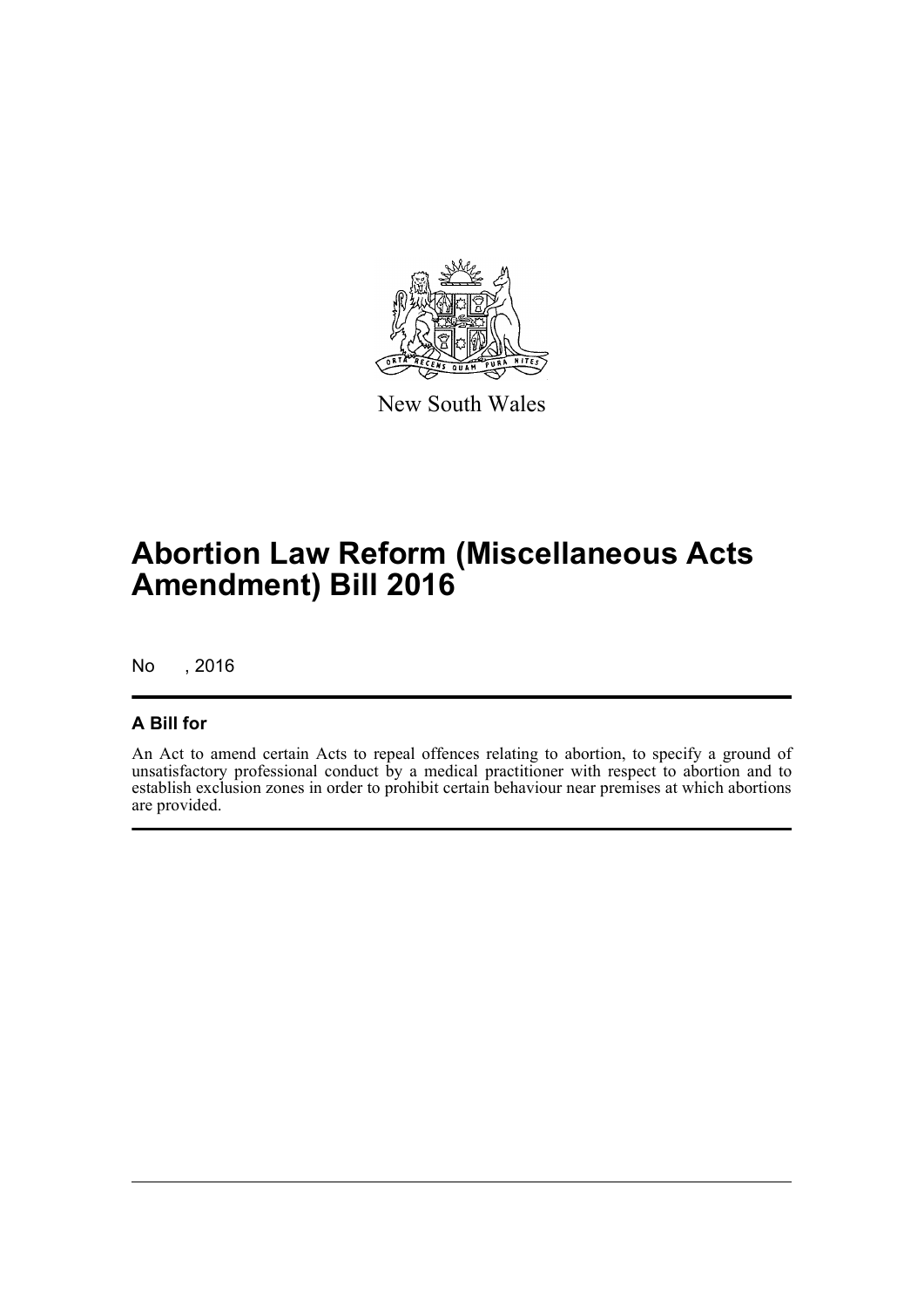New South Wales

# Abortion Law Reform (Miscellaneous Acts Amendment) Bill 2016

No , 2016

## A Bill for

An Act to amend certain Acts to repeal offences relating to abortion, to specify a ground of unsatisfactory professional conduct by a medical practitioner with respect to abortion and to establish exclusion zones in order to prohibit certain behaviour near premises at which abortions are provided.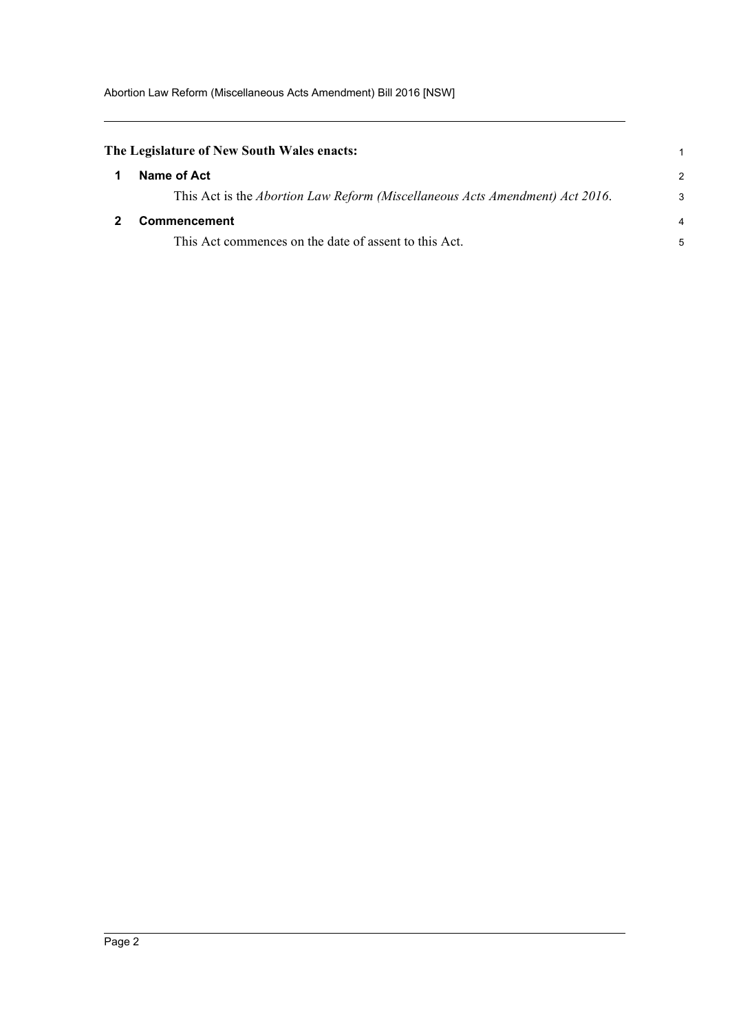**The Legislature of New South Wales enacts:**

**1 Name of Act**

This Act is the *Abortion Law Reform (Miscellaneous Acts Amendment) Act 2016*.

**2 Commencement**

This Act commences on the date of assent to this Act.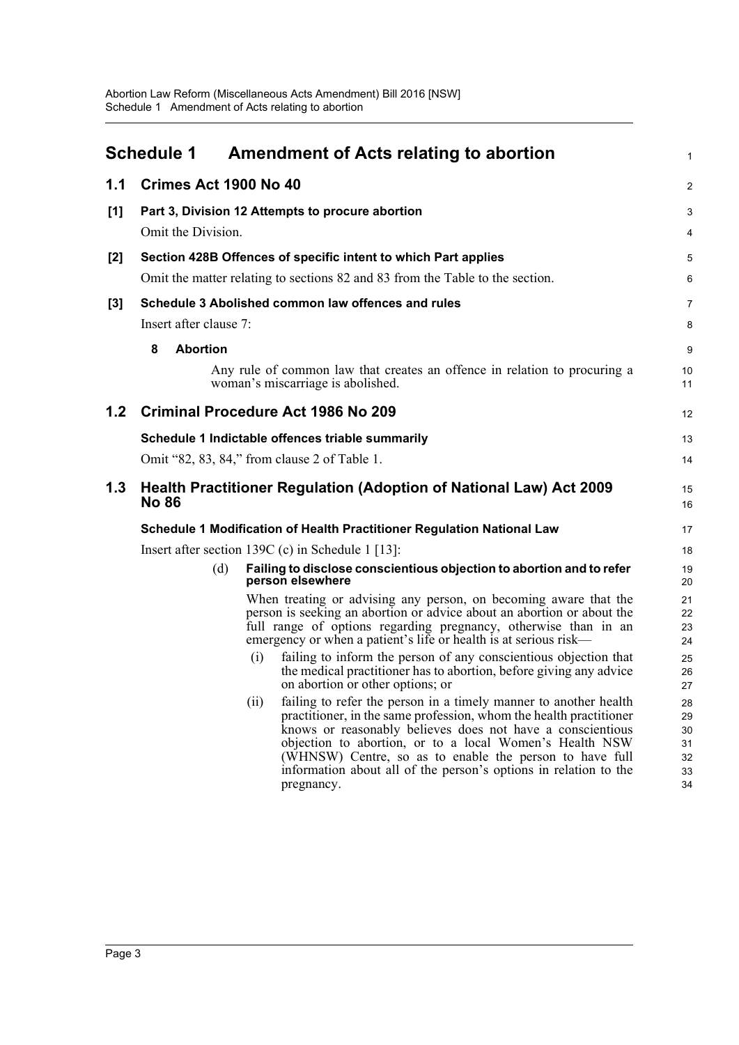## Schedule 1 Amendment of Acts relating to abortion

### 1.1 Crimes Act 1900 No 40

**[1] Part 3, Division 12 Attempts to procure abortion**

Omit the Division.

**[2] Section 428B Offences of specific intent to which Part applies**

Omit the matter relating to sections 82 and 83 from the Table to the section.

**[3] Schedule 3 Abolished common law offences and rules**

Insert after clause 7:

**8 Abortion**

Any rule of common law that creates an offence in relation to procuring a woman's miscarriage is abolished.

### 1.2 Criminal Procedure Act 1986 No 209

**Schedule 1 Indictable offences triable summarily**

Omit "82, 83, 84," from clause 2 of Table 1.

### 1.3 Health Practitioner Regulation (Adoption of National Law) Act 2009 No 86

**Schedule 1 Modification of Health Practitioner Regulation National Law**

Insert after section 139C (c) in Schedule 1 [13]:

(d) **Failing to disclose conscientious objection to abortion and to refer person elsewhere**

When treating or advising any person, on becoming aware that the person is seeking an abortion or advice about an abortion or about the full range of options regarding pregnancy, otherwise than in an emergency or when a patient's life or health is at serious risk—

(i) failing to inform the person of any conscientious objection that the medical practitioner has to abortion, before giving any advice on abortion or other options; or

(ii) failing to refer the person in a timely manner to another health practitioner, in the same profession, whom the health practitioner knows or reasonably believes does not have a conscientious objection to abortion, or to a local Women's Health NSW (WHNSW) Centre, so as to enable the person to have full information about all of the person's options in relation to the pregnancy.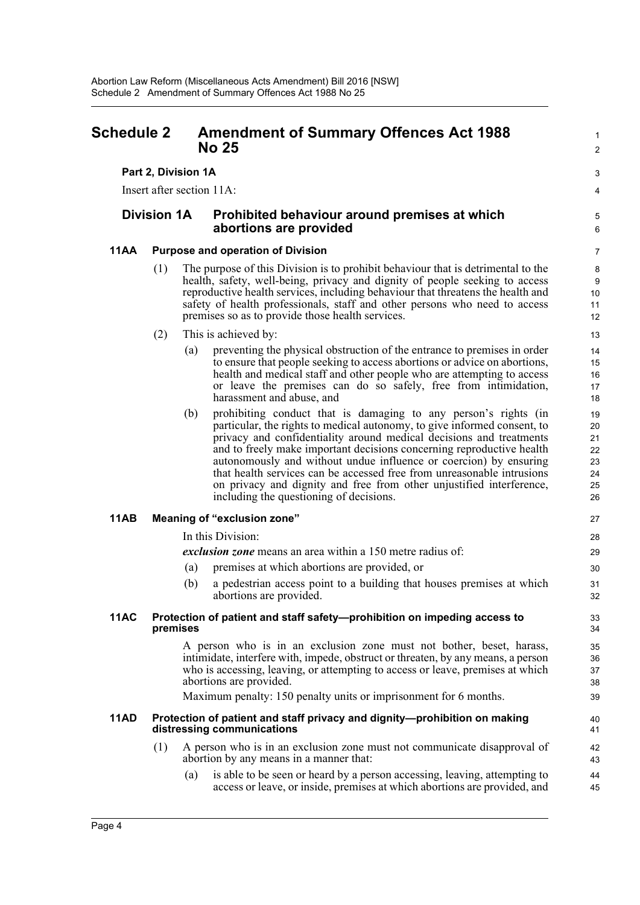# Schedule 2 Amendment of Summary Offences Act 1988 No 25

**Part 2, Division 1A**

Insert after section 11A:

## Division 1A Prohibited behaviour around premises at which abortions are provided

### 11AA Purpose and operation of Division

(1) The purpose of this Division is to prohibit behaviour that is detrimental to the health, safety, well-being, privacy and dignity of people seeking to access reproductive health services, including behaviour that threatens the health and safety of health professionals, staff and other persons who need to access premises so as to provide those health services.

(2) This is achieved by:

(a) preventing the physical obstruction of the entrance to premises in order to ensure that people seeking to access abortions or advice on abortions, health and medical staff and other people who are attempting to access or leave the premises can do so safely, free from intimidation, harassment and abuse, and

(b) prohibiting conduct that is damaging to any person's rights (in particular, the rights to medical autonomy, to give informed consent, to privacy and confidentiality around medical decisions and treatments and to freely make important decisions concerning reproductive health autonomously and without undue influence or coercion) by ensuring that health services can be accessed free from unreasonable intrusions on privacy and dignity and free from other unjustified interference, including the questioning of decisions.

### 11AB Meaning of "exclusion zone"

In this Division:

***exclusion zone*** means an area within a 150 metre radius of:

(a) premises at which abortions are provided, or

(b) a pedestrian access point to a building that houses premises at which abortions are provided.

### 11AC Protection of patient and staff safety—prohibition on impeding access to premises

A person who is in an exclusion zone must not bother, beset, harass, intimidate, interfere with, impede, obstruct or threaten, by any means, a person who is accessing, leaving, or attempting to access or leave, premises at which abortions are provided.

Maximum penalty: 150 penalty units or imprisonment for 6 months.

### 11AD Protection of patient and staff privacy and dignity—prohibition on making distressing communications

(1) A person who is in an exclusion zone must not communicate disapproval of abortion by any means in a manner that:

(a) is able to be seen or heard by a person accessing, leaving, attempting to access or leave, or inside, premises at which abortions are provided, and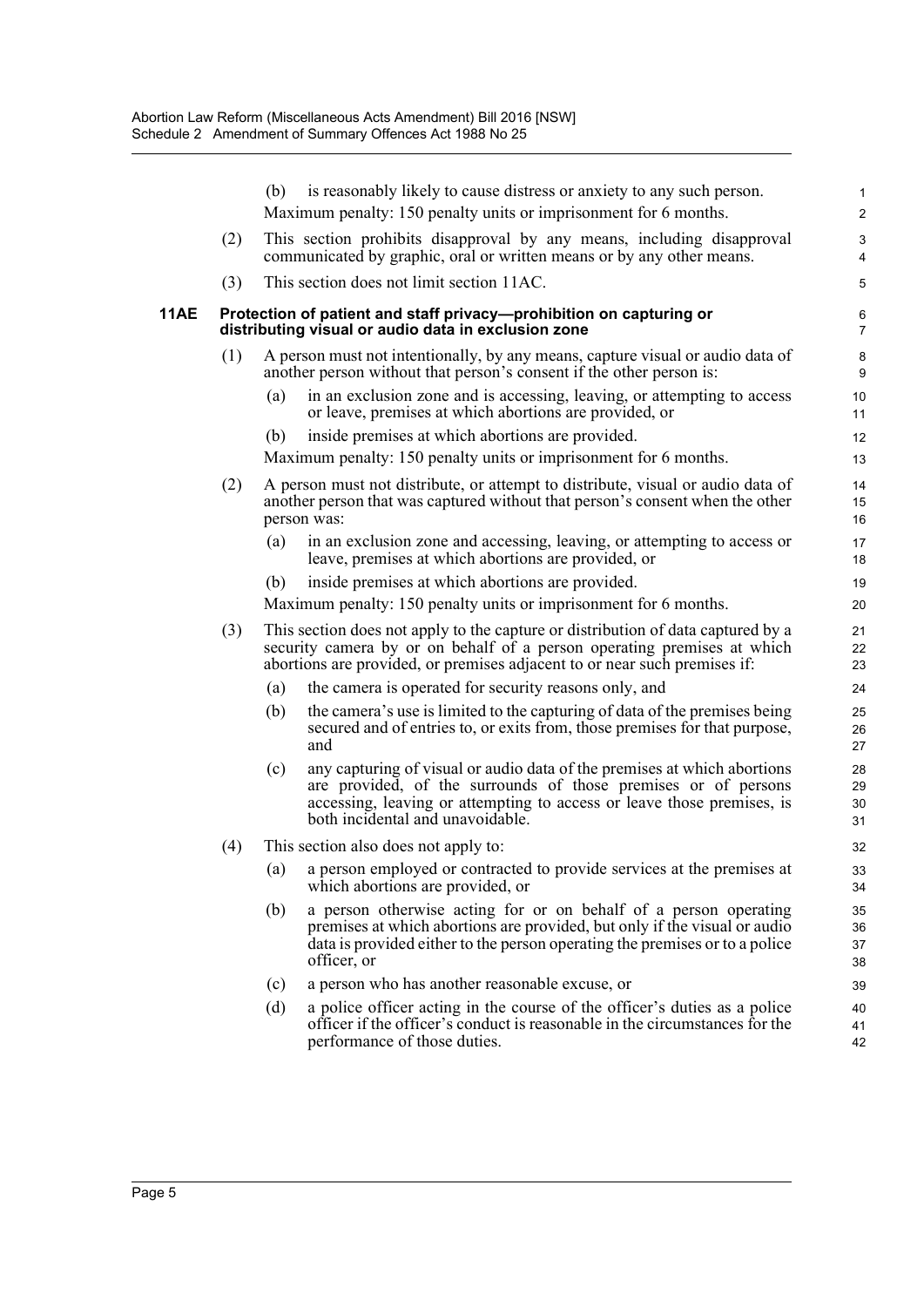(b) is reasonably likely to cause distress or anxiety to any such person.

Maximum penalty: 150 penalty units or imprisonment for 6 months.

(2) This section prohibits disapproval by any means, including disapproval communicated by graphic, oral or written means or by any other means.

(3) This section does not limit section 11AC.

**11AE Protection of patient and staff privacy—prohibition on capturing or distributing visual or audio data in exclusion zone**

(1) A person must not intentionally, by any means, capture visual or audio data of another person without that person's consent if the other person is:

(a) in an exclusion zone and is accessing, leaving, or attempting to access or leave, premises at which abortions are provided, or

(b) inside premises at which abortions are provided.

Maximum penalty: 150 penalty units or imprisonment for 6 months.

(2) A person must not distribute, or attempt to distribute, visual or audio data of another person that was captured without that person's consent when the other person was:

(a) in an exclusion zone and accessing, leaving, or attempting to access or leave, premises at which abortions are provided, or

(b) inside premises at which abortions are provided.

Maximum penalty: 150 penalty units or imprisonment for 6 months.

(3) This section does not apply to the capture or distribution of data captured by a security camera by or on behalf of a person operating premises at which abortions are provided, or premises adjacent to or near such premises if:

(a) the camera is operated for security reasons only, and

(b) the camera's use is limited to the capturing of data of the premises being secured and of entries to, or exits from, those premises for that purpose, and

(c) any capturing of visual or audio data of the premises at which abortions are provided, of the surrounds of those premises or of persons accessing, leaving or attempting to access or leave those premises, is both incidental and unavoidable.

(4) This section also does not apply to:

(a) a person employed or contracted to provide services at the premises at which abortions are provided, or

(b) a person otherwise acting for or on behalf of a person operating premises at which abortions are provided, but only if the visual or audio data is provided either to the person operating the premises or to a police officer, or

(c) a person who has another reasonable excuse, or

(d) a police officer acting in the course of the officer's duties as a police officer if the officer's conduct is reasonable in the circumstances for the performance of those duties.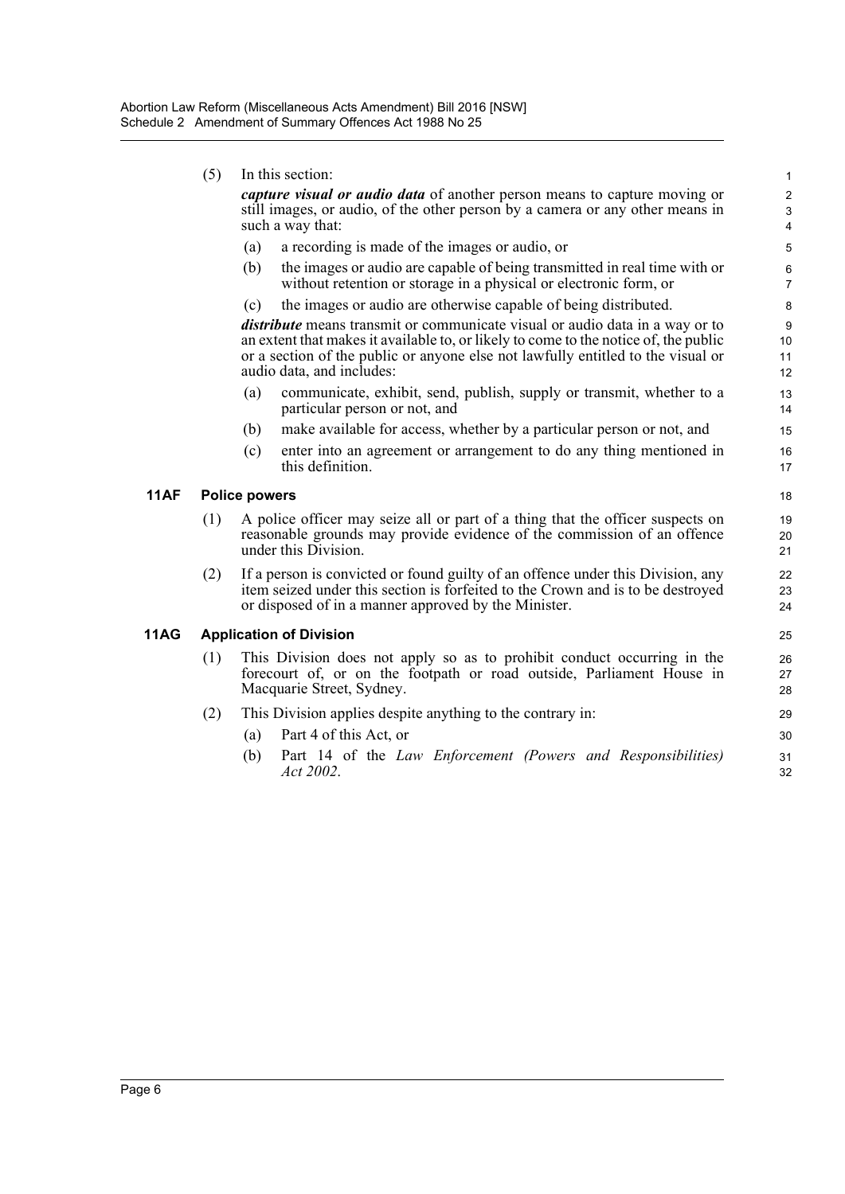(5) In this section:

***capture visual or audio data*** of another person means to capture moving or still images, or audio, of the other person by a camera or any other means in such a way that:

(a) a recording is made of the images or audio, or

(b) the images or audio are capable of being transmitted in real time with or without retention or storage in a physical or electronic form, or

(c) the images or audio are otherwise capable of being distributed.

***distribute*** means transmit or communicate visual or audio data in a way or to an extent that makes it available to, or likely to come to the notice of, the public or a section of the public or anyone else not lawfully entitled to the visual or audio data, and includes:

(a) communicate, exhibit, send, publish, supply or transmit, whether to a particular person or not, and

(b) make available for access, whether by a particular person or not, and

(c) enter into an agreement or arrangement to do any thing mentioned in this definition.

### 11AF Police powers

(1) A police officer may seize all or part of a thing that the officer suspects on reasonable grounds may provide evidence of the commission of an offence under this Division.

(2) If a person is convicted or found guilty of an offence under this Division, any item seized under this section is forfeited to the Crown and is to be destroyed or disposed of in a manner approved by the Minister.

### 11AG Application of Division

(1) This Division does not apply so as to prohibit conduct occurring in the forecourt of, or on the footpath or road outside, Parliament House in Macquarie Street, Sydney.

(2) This Division applies despite anything to the contrary in:

(a) Part 4 of this Act, or

(b) Part 14 of the *Law Enforcement (Powers and Responsibilities) Act 2002*.